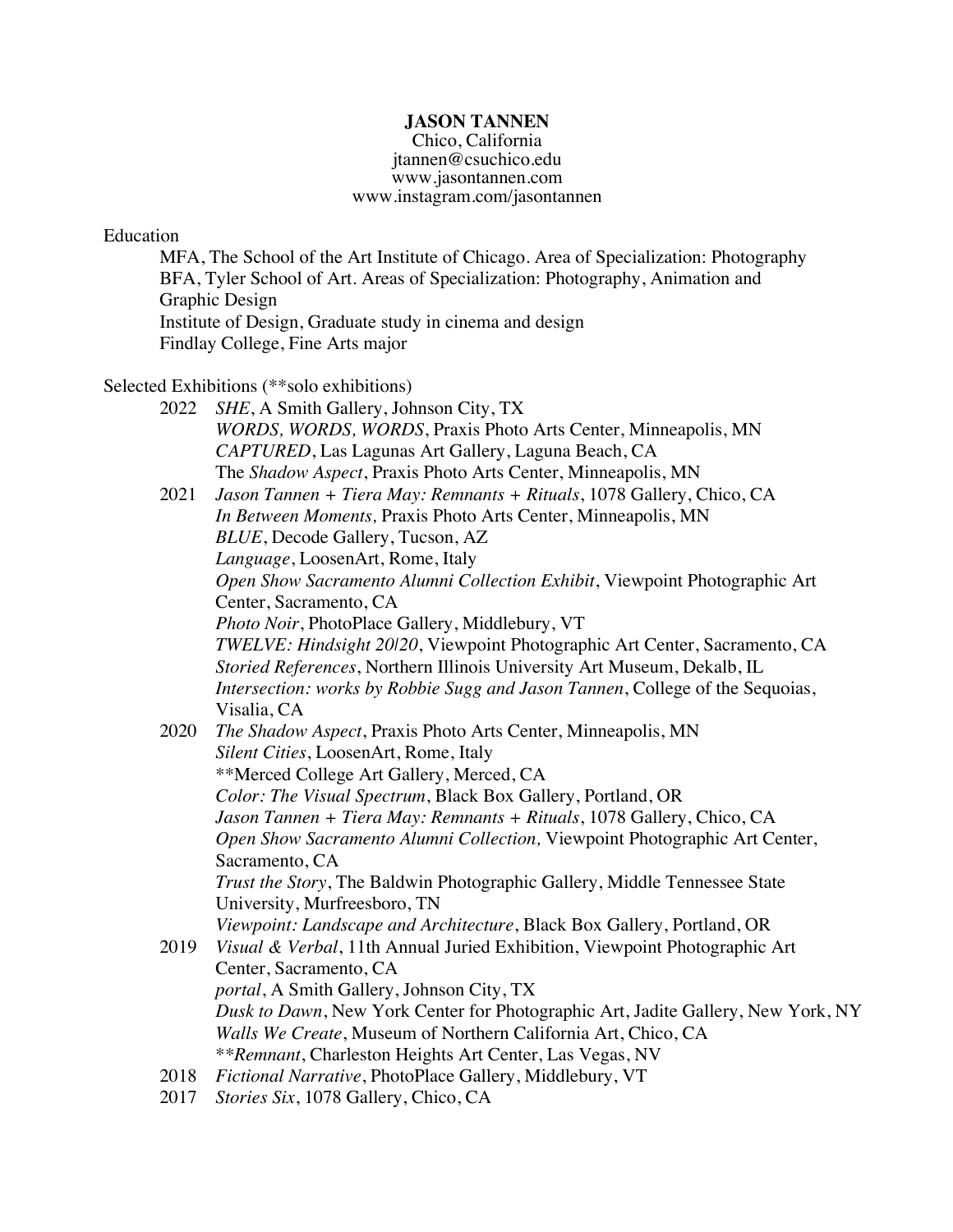**JASON TANNEN**
Chico, California
jtannen@csuchico.edu
www.jasontannen.com
www.instagram.com/jasontannen

## Education

MFA, The School of the Art Institute of Chicago. Area of Specialization: Photography
BFA, Tyler School of Art. Areas of Specialization: Photography, Animation and Graphic Design
Institute of Design, Graduate study in cinema and design
Findlay College, Fine Arts major

## Selected Exhibitions (**solo exhibitions)

**2022**
*SHE*, A Smith Gallery, Johnson City, TX
*WORDS, WORDS, WORDS*, Praxis Photo Arts Center, Minneapolis, MN
*CAPTURED*, Las Lagunas Art Gallery, Laguna Beach, CA
The *Shadow Aspect*, Praxis Photo Arts Center, Minneapolis, MN

**2021**
*Jason Tannen + Tiera May: Remnants + Rituals*, 1078 Gallery, Chico, CA
*In Between Moments,* Praxis Photo Arts Center, Minneapolis, MN
*BLUE*, Decode Gallery, Tucson, AZ
*Language*, LoosenArt, Rome, Italy
*Open Show Sacramento Alumni Collection Exhibit*, Viewpoint Photographic Art Center, Sacramento, CA
*Photo Noir*, PhotoPlace Gallery, Middlebury, VT
*TWELVE: Hindsight 20/20*, Viewpoint Photographic Art Center, Sacramento, CA
*Storied References*, Northern Illinois University Art Museum, Dekalb, IL
*Intersection: works by Robbie Sugg and Jason Tannen*, College of the Sequoias, Visalia, CA

**2020**
*The Shadow Aspect*, Praxis Photo Arts Center, Minneapolis, MN
*Silent Cities*, LoosenArt, Rome, Italy
**Merced College Art Gallery, Merced, CA
*Color: The Visual Spectrum*, Black Box Gallery, Portland, OR
*Jason Tannen + Tiera May: Remnants + Rituals*, 1078 Gallery, Chico, CA
*Open Show Sacramento Alumni Collection,* Viewpoint Photographic Art Center, Sacramento, CA
*Trust the Story*, The Baldwin Photographic Gallery, Middle Tennessee State University, Murfreesboro, TN
*Viewpoint: Landscape and Architecture*, Black Box Gallery, Portland, OR

**2019**
*Visual & Verbal*, 11th Annual Juried Exhibition, Viewpoint Photographic Art Center, Sacramento, CA
*portal*, A Smith Gallery, Johnson City, TX
*Dusk to Dawn*, New York Center for Photographic Art, Jadite Gallery, New York, NY
*Walls We Create*, Museum of Northern California Art, Chico, CA
***Remnant*, Charleston Heights Art Center, Las Vegas, NV

**2018**
*Fictional Narrative*, PhotoPlace Gallery, Middlebury, VT

**2017**
*Stories Six*, 1078 Gallery, Chico, CA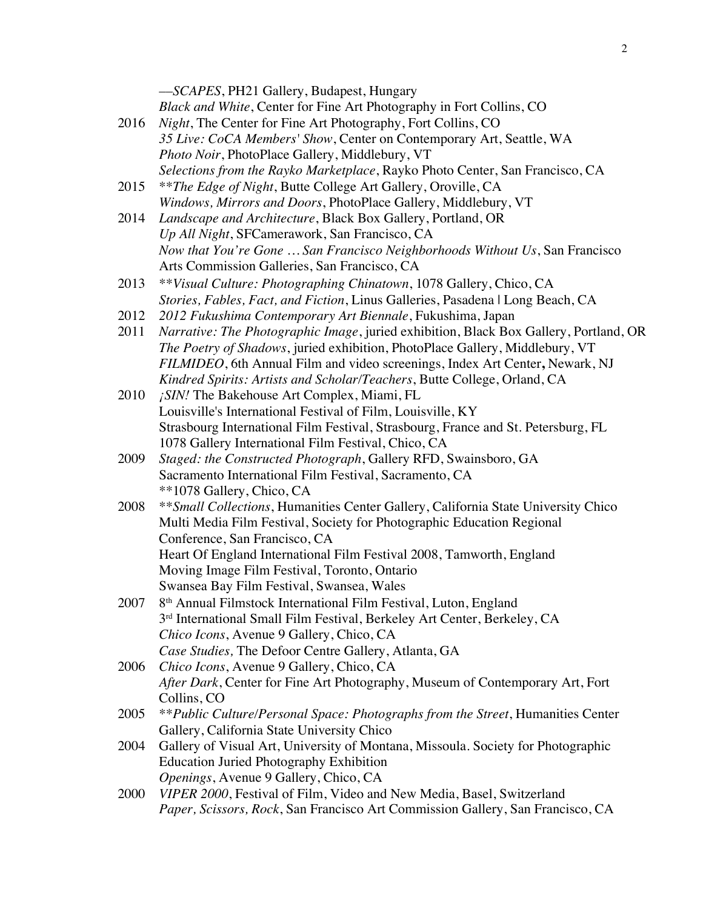—*SCAPES*, PH21 Gallery, Budapest, Hungary
*Black and White*, Center for Fine Art Photography in Fort Collins, CO

2016 *Night*, The Center for Fine Art Photography, Fort Collins, CO
*35 Live: CoCA Members' Show*, Center on Contemporary Art, Seattle, WA
*Photo Noir*, PhotoPlace Gallery, Middlebury, VT
*Selections from the Rayko Marketplace*, Rayko Photo Center, San Francisco, CA

2015 ***The Edge of Night*, Butte College Art Gallery, Oroville, CA
*Windows, Mirrors and Doors*, PhotoPlace Gallery, Middlebury, VT

2014 *Landscape and Architecture*, Black Box Gallery, Portland, OR
*Up All Night*, SFCamerawork, San Francisco, CA
*Now that You're Gone … San Francisco Neighborhoods Without Us*, San Francisco Arts Commission Galleries, San Francisco, CA

2013 ***Visual Culture: Photographing Chinatown*, 1078 Gallery, Chico, CA
*Stories, Fables, Fact, and Fiction*, Linus Galleries, Pasadena | Long Beach, CA

2012 *2012 Fukushima Contemporary Art Biennale*, Fukushima, Japan

2011 *Narrative: The Photographic Image*, juried exhibition, Black Box Gallery, Portland, OR
*The Poetry of Shadows*, juried exhibition, PhotoPlace Gallery, Middlebury, VT
*FILMIDEO*, 6th Annual Film and video screenings, Index Art Center**,** Newark, NJ
*Kindred Spirits: Artists and Scholar/Teachers*, Butte College, Orland, CA

2010 *¡SIN!* The Bakehouse Art Complex, Miami, FL
Louisville's International Festival of Film, Louisville, KY
Strasbourg International Film Festival, Strasbourg, France and St. Petersburg, FL
1078 Gallery International Film Festival, Chico, CA

2009 *Staged: the Constructed Photograph*, Gallery RFD, Swainsboro, GA
Sacramento International Film Festival, Sacramento, CA
**1078 Gallery, Chico, CA

2008 ***Small Collections*, Humanities Center Gallery, California State University Chico
Multi Media Film Festival, Society for Photographic Education Regional Conference, San Francisco, CA
Heart Of England International Film Festival 2008, Tamworth, England
Moving Image Film Festival, Toronto, Ontario
Swansea Bay Film Festival, Swansea, Wales

2007 8th Annual Filmstock International Film Festival, Luton, England
3rd International Small Film Festival, Berkeley Art Center, Berkeley, CA
*Chico Icons*, Avenue 9 Gallery, Chico, CA
*Case Studies,* The Defoor Centre Gallery, Atlanta, GA

2006 *Chico Icons*, Avenue 9 Gallery, Chico, CA
*After Dark*, Center for Fine Art Photography, Museum of Contemporary Art, Fort Collins, CO

2005 ***Public Culture/Personal Space: Photographs from the Street*, Humanities Center Gallery, California State University Chico

2004 Gallery of Visual Art, University of Montana, Missoula. Society for Photographic Education Juried Photography Exhibition
*Openings*, Avenue 9 Gallery, Chico, CA

2000 *VIPER 2000*, Festival of Film, Video and New Media, Basel, Switzerland
*Paper, Scissors, Rock*, San Francisco Art Commission Gallery, San Francisco, CA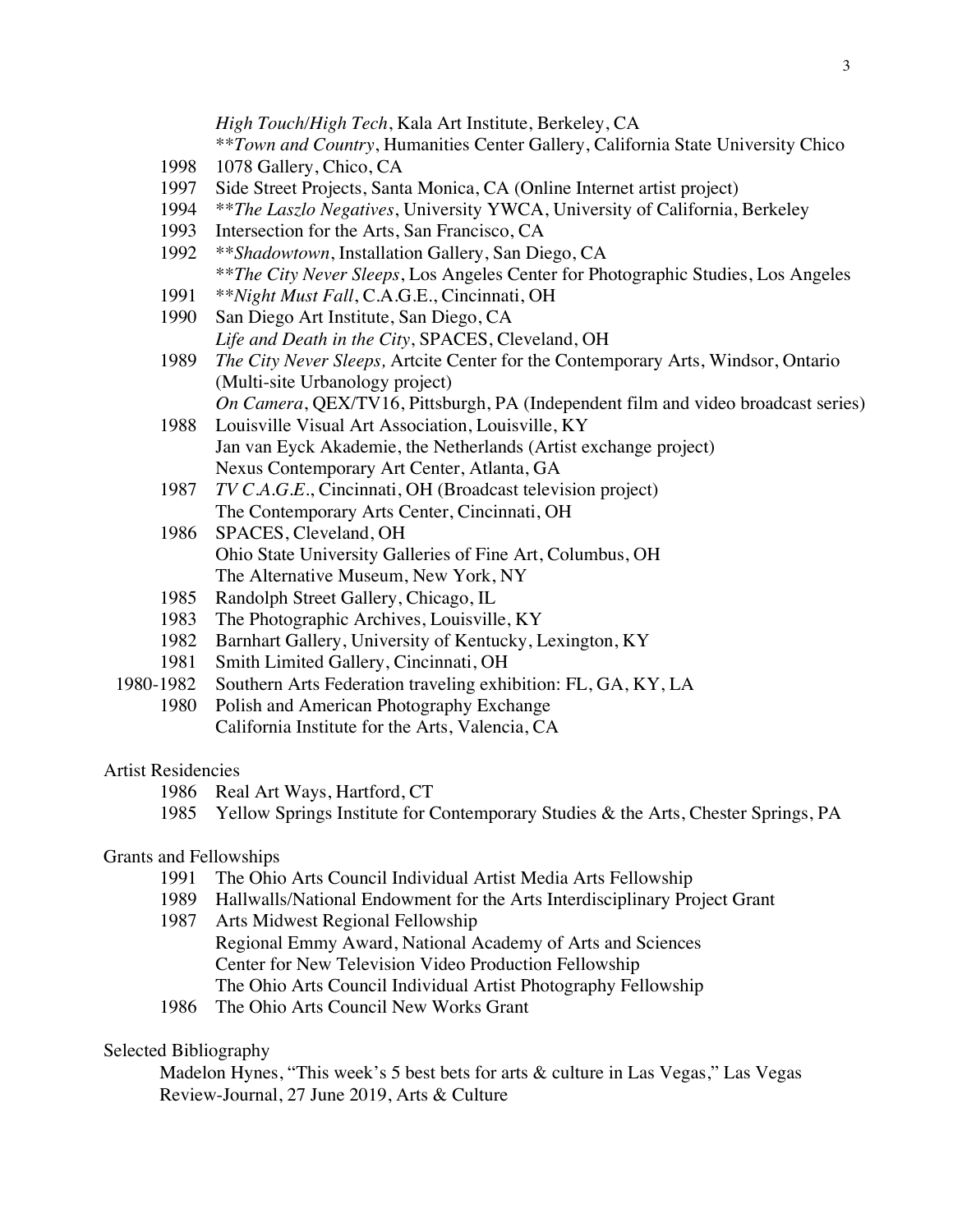*High Touch/High Tech*, Kala Art Institute, Berkeley, CA
**Town and Country*, Humanities Center Gallery, California State University Chico

1998 1078 Gallery, Chico, CA

1997 Side Street Projects, Santa Monica, CA (Online Internet artist project)

1994 ***The Laszlo Negatives*, University YWCA, University of California, Berkeley

1993 Intersection for the Arts, San Francisco, CA

1992 ***Shadowtown*, Installation Gallery, San Diego, CA
***The City Never Sleeps*, Los Angeles Center for Photographic Studies, Los Angeles

1991 ***Night Must Fall*, C.A.G.E., Cincinnati, OH

1990 San Diego Art Institute, San Diego, CA
*Life and Death in the City*, SPACES, Cleveland, OH

1989 *The City Never Sleeps,* Artcite Center for the Contemporary Arts, Windsor, Ontario (Multi-site Urbanology project)
*On Camera*, QEX/TV16, Pittsburgh, PA (Independent film and video broadcast series)

1988 Louisville Visual Art Association, Louisville, KY
Jan van Eyck Akademie, the Netherlands (Artist exchange project)
Nexus Contemporary Art Center, Atlanta, GA

1987 *TV C.A.G.E.*, Cincinnati, OH (Broadcast television project)
The Contemporary Arts Center, Cincinnati, OH

1986 SPACES, Cleveland, OH
Ohio State University Galleries of Fine Art, Columbus, OH
The Alternative Museum, New York, NY

1985 Randolph Street Gallery, Chicago, IL

1983 The Photographic Archives, Louisville, KY

1982 Barnhart Gallery, University of Kentucky, Lexington, KY

1981 Smith Limited Gallery, Cincinnati, OH

1980-1982 Southern Arts Federation traveling exhibition: FL, GA, KY, LA

1980 Polish and American Photography Exchange
California Institute for the Arts, Valencia, CA

Artist Residencies

1986 Real Art Ways, Hartford, CT

1985 Yellow Springs Institute for Contemporary Studies & the Arts, Chester Springs, PA

Grants and Fellowships

1991 The Ohio Arts Council Individual Artist Media Arts Fellowship

1989 Hallwalls/National Endowment for the Arts Interdisciplinary Project Grant

1987 Arts Midwest Regional Fellowship
Regional Emmy Award, National Academy of Arts and Sciences
Center for New Television Video Production Fellowship
The Ohio Arts Council Individual Artist Photography Fellowship

1986 The Ohio Arts Council New Works Grant

Selected Bibliography

Madelon Hynes, "This week's 5 best bets for arts & culture in Las Vegas," Las Vegas Review-Journal, 27 June 2019, Arts & Culture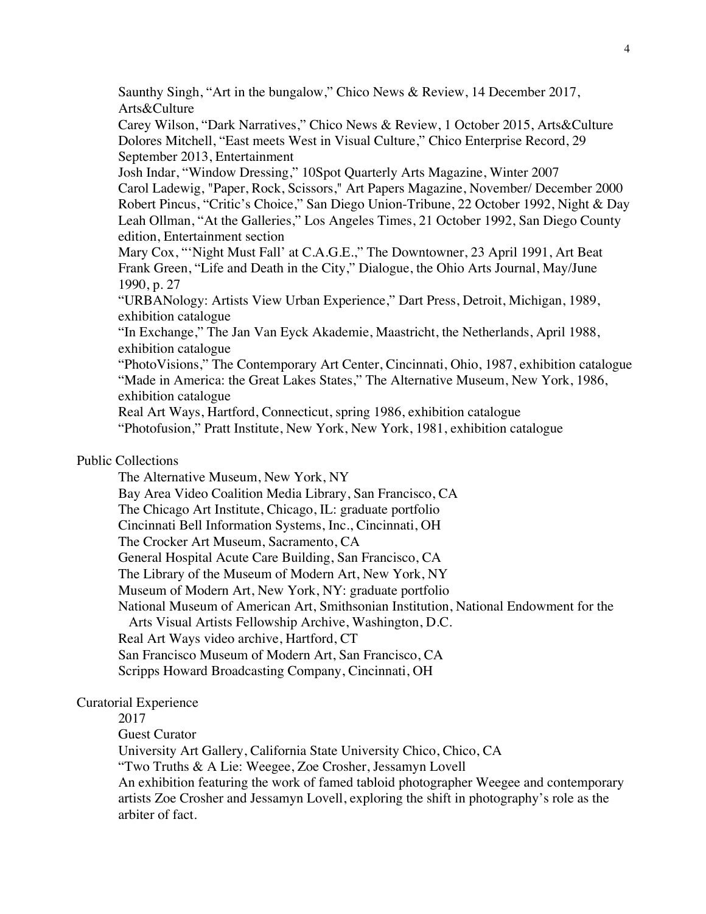Saunthy Singh, "Art in the bungalow," Chico News & Review, 14 December 2017, Arts&Culture

Carey Wilson, "Dark Narratives," Chico News & Review, 1 October 2015, Arts&Culture

Dolores Mitchell, "East meets West in Visual Culture," Chico Enterprise Record, 29 September 2013, Entertainment

Josh Indar, "Window Dressing," 10Spot Quarterly Arts Magazine, Winter 2007

Carol Ladewig, "Paper, Rock, Scissors," Art Papers Magazine, November/ December 2000

Robert Pincus, "Critic's Choice," San Diego Union-Tribune, 22 October 1992, Night & Day

Leah Ollman, "At the Galleries," Los Angeles Times, 21 October 1992, San Diego County edition, Entertainment section

Mary Cox, "'Night Must Fall' at C.A.G.E.," The Downtowner, 23 April 1991, Art Beat

Frank Green, "Life and Death in the City," Dialogue, the Ohio Arts Journal, May/June 1990, p. 27

"URBANology: Artists View Urban Experience," Dart Press, Detroit, Michigan, 1989, exhibition catalogue

"In Exchange," The Jan Van Eyck Akademie, Maastricht, the Netherlands, April 1988, exhibition catalogue

"PhotoVisions," The Contemporary Art Center, Cincinnati, Ohio, 1987, exhibition catalogue

"Made in America: the Great Lakes States," The Alternative Museum, New York, 1986, exhibition catalogue

Real Art Ways, Hartford, Connecticut, spring 1986, exhibition catalogue

"Photofusion," Pratt Institute, New York, New York, 1981, exhibition catalogue

## Public Collections

The Alternative Museum, New York, NY

Bay Area Video Coalition Media Library, San Francisco, CA

The Chicago Art Institute, Chicago, IL: graduate portfolio

Cincinnati Bell Information Systems, Inc., Cincinnati, OH

The Crocker Art Museum, Sacramento, CA

General Hospital Acute Care Building, San Francisco, CA

The Library of the Museum of Modern Art, New York, NY

Museum of Modern Art, New York, NY: graduate portfolio

National Museum of American Art, Smithsonian Institution, National Endowment for the Arts Visual Artists Fellowship Archive, Washington, D.C.

Real Art Ways video archive, Hartford, CT

San Francisco Museum of Modern Art, San Francisco, CA

Scripps Howard Broadcasting Company, Cincinnati, OH

## Curatorial Experience

2017

Guest Curator

University Art Gallery, California State University Chico, Chico, CA

"Two Truths & A Lie: Weegee, Zoe Crosher, Jessamyn Lovell

An exhibition featuring the work of famed tabloid photographer Weegee and contemporary artists Zoe Crosher and Jessamyn Lovell, exploring the shift in photography's role as the arbiter of fact.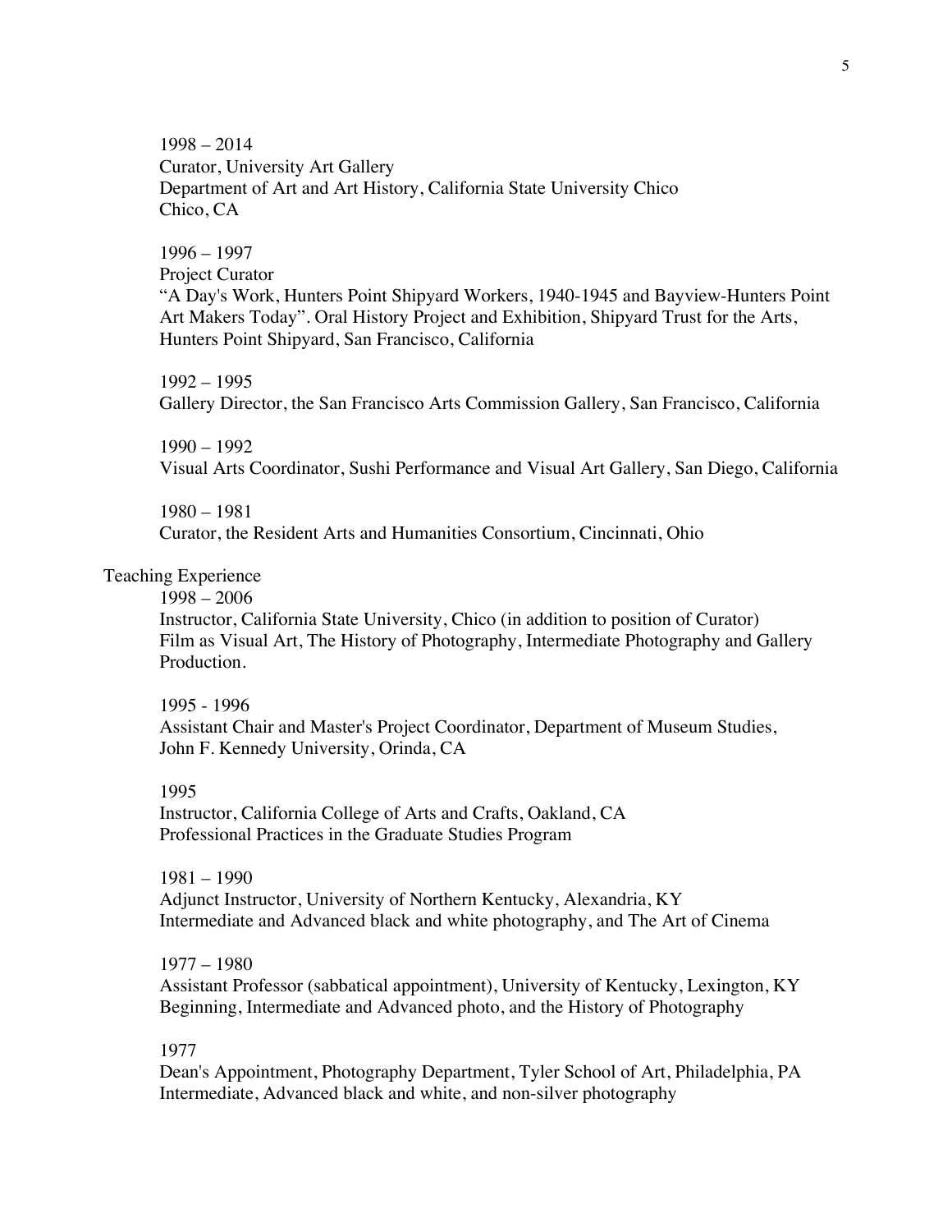1998 – 2014
Curator, University Art Gallery
Department of Art and Art History, California State University Chico
Chico, CA

1996 – 1997
Project Curator
"A Day's Work, Hunters Point Shipyard Workers, 1940-1945 and Bayview-Hunters Point Art Makers Today". Oral History Project and Exhibition, Shipyard Trust for the Arts, Hunters Point Shipyard, San Francisco, California

1992 – 1995
Gallery Director, the San Francisco Arts Commission Gallery, San Francisco, California

1990 – 1992
Visual Arts Coordinator, Sushi Performance and Visual Art Gallery, San Diego, California

1980 – 1981
Curator, the Resident Arts and Humanities Consortium, Cincinnati, Ohio

## Teaching Experience

1998 – 2006
Instructor, California State University, Chico (in addition to position of Curator)
Film as Visual Art, The History of Photography, Intermediate Photography and Gallery Production.

1995 - 1996
Assistant Chair and Master's Project Coordinator, Department of Museum Studies, John F. Kennedy University, Orinda, CA

1995
Instructor, California College of Arts and Crafts, Oakland, CA
Professional Practices in the Graduate Studies Program

1981 – 1990
Adjunct Instructor, University of Northern Kentucky, Alexandria, KY
Intermediate and Advanced black and white photography, and The Art of Cinema

1977 – 1980
Assistant Professor (sabbatical appointment), University of Kentucky, Lexington, KY
Beginning, Intermediate and Advanced photo, and the History of Photography

1977
Dean's Appointment, Photography Department, Tyler School of Art, Philadelphia, PA
Intermediate, Advanced black and white, and non-silver photography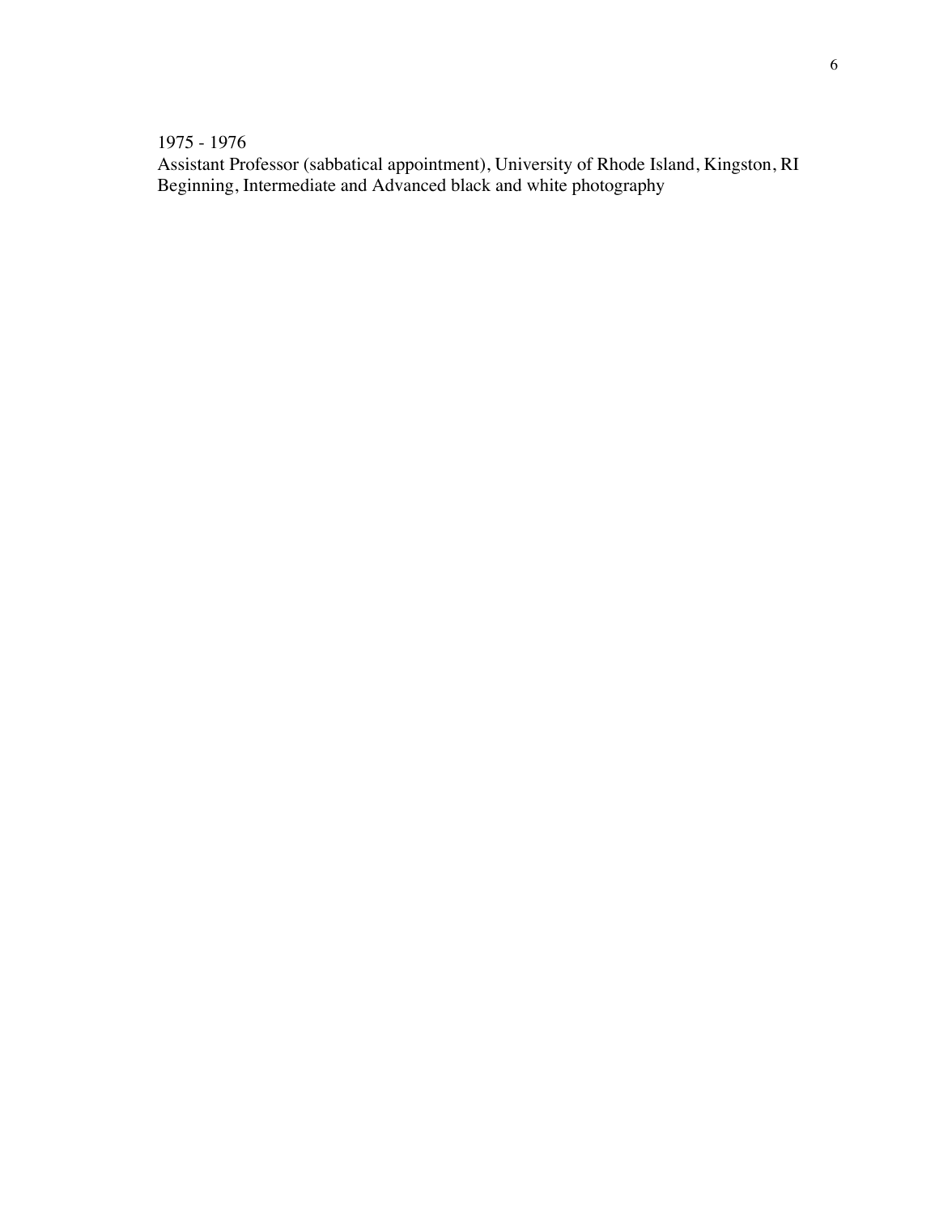1975 - 1976
Assistant Professor (sabbatical appointment), University of Rhode Island, Kingston, RI
Beginning, Intermediate and Advanced black and white photography